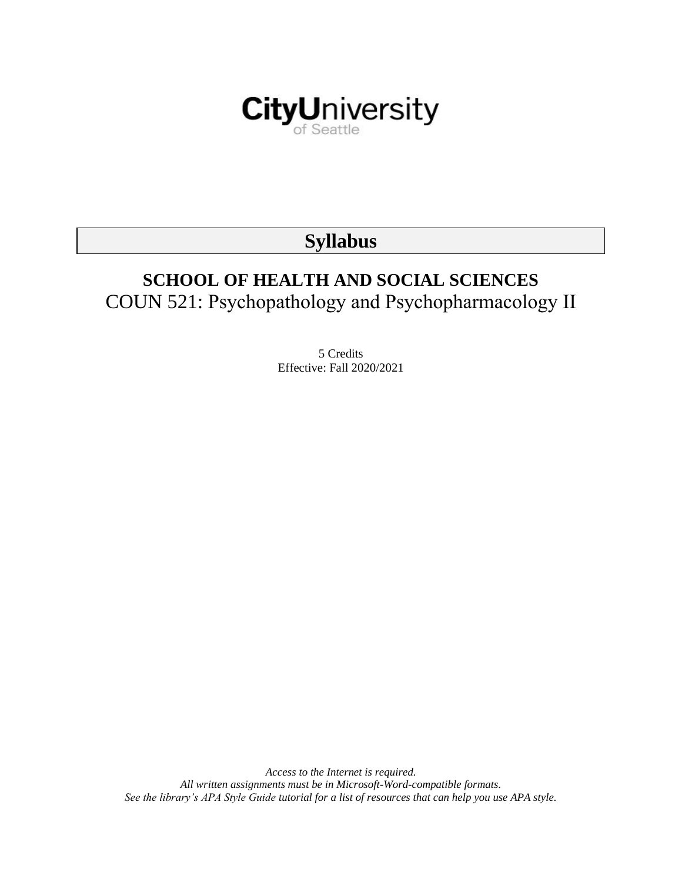CityUniversity of Seattle

# Syllabus

## SCHOOL OF HEALTH AND SOCIAL SCIENCES

COUN 521: Psychopathology and Psychopharmacology II

5 Credits
Effective: Fall 2020/2021

*Access to the Internet is required.*
*All written assignments must be in Microsoft-Word-compatible formats.*
*See the library's APA Style Guide tutorial for a list of resources that can help you use APA style.*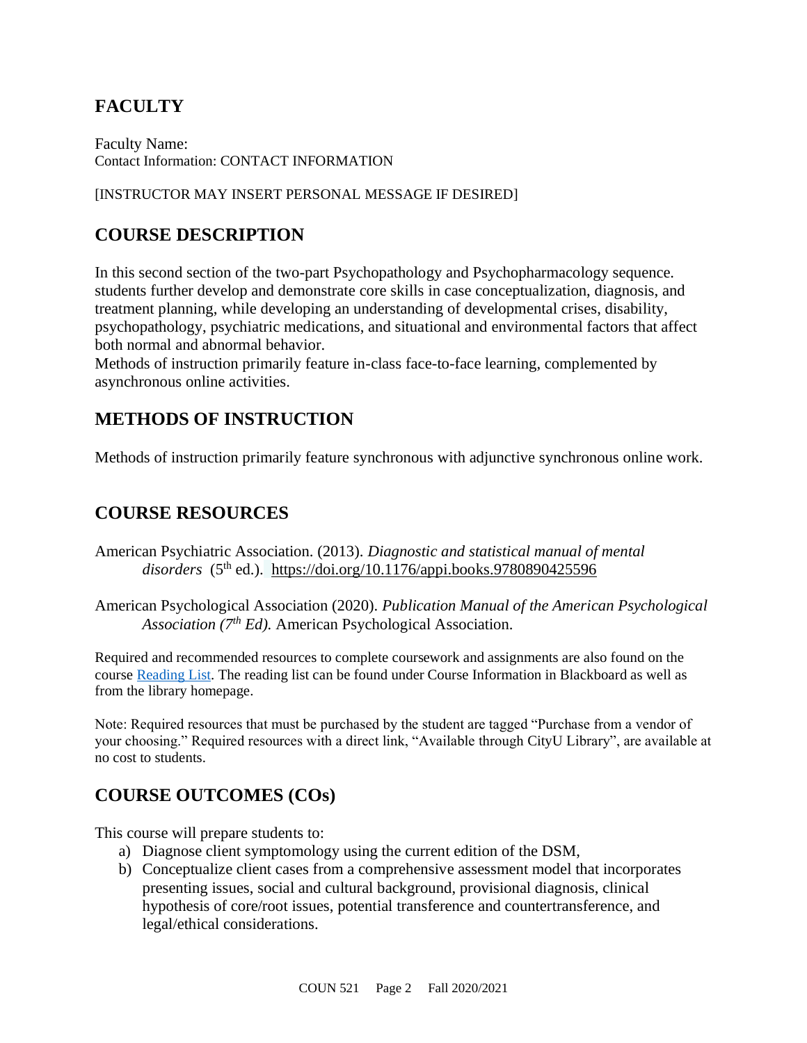## FACULTY

Faculty Name:
Contact Information: CONTACT INFORMATION

[INSTRUCTOR MAY INSERT PERSONAL MESSAGE IF DESIRED]

## COURSE DESCRIPTION

In this second section of the two-part Psychopathology and Psychopharmacology sequence. students further develop and demonstrate core skills in case conceptualization, diagnosis, and treatment planning, while developing an understanding of developmental crises, disability, psychopathology, psychiatric medications, and situational and environmental factors that affect both normal and abnormal behavior.
Methods of instruction primarily feature in-class face-to-face learning, complemented by asynchronous online activities.

## METHODS OF INSTRUCTION

Methods of instruction primarily feature synchronous with adjunctive synchronous online work.

## COURSE RESOURCES

American Psychiatric Association. (2013). *Diagnostic and statistical manual of mental disorders* (5th ed.). https://doi.org/10.1176/appi.books.9780890425596

American Psychological Association (2020). *Publication Manual of the American Psychological Association (7th Ed).* American Psychological Association.

Required and recommended resources to complete coursework and assignments are also found on the course Reading List. The reading list can be found under Course Information in Blackboard as well as from the library homepage.

Note: Required resources that must be purchased by the student are tagged "Purchase from a vendor of your choosing." Required resources with a direct link, "Available through CityU Library", are available at no cost to students.

## COURSE OUTCOMES (COs)

This course will prepare students to:

a) Diagnose client symptomology using the current edition of the DSM,
b) Conceptualize client cases from a comprehensive assessment model that incorporates presenting issues, social and cultural background, provisional diagnosis, clinical hypothesis of core/root issues, potential transference and countertransference, and legal/ethical considerations.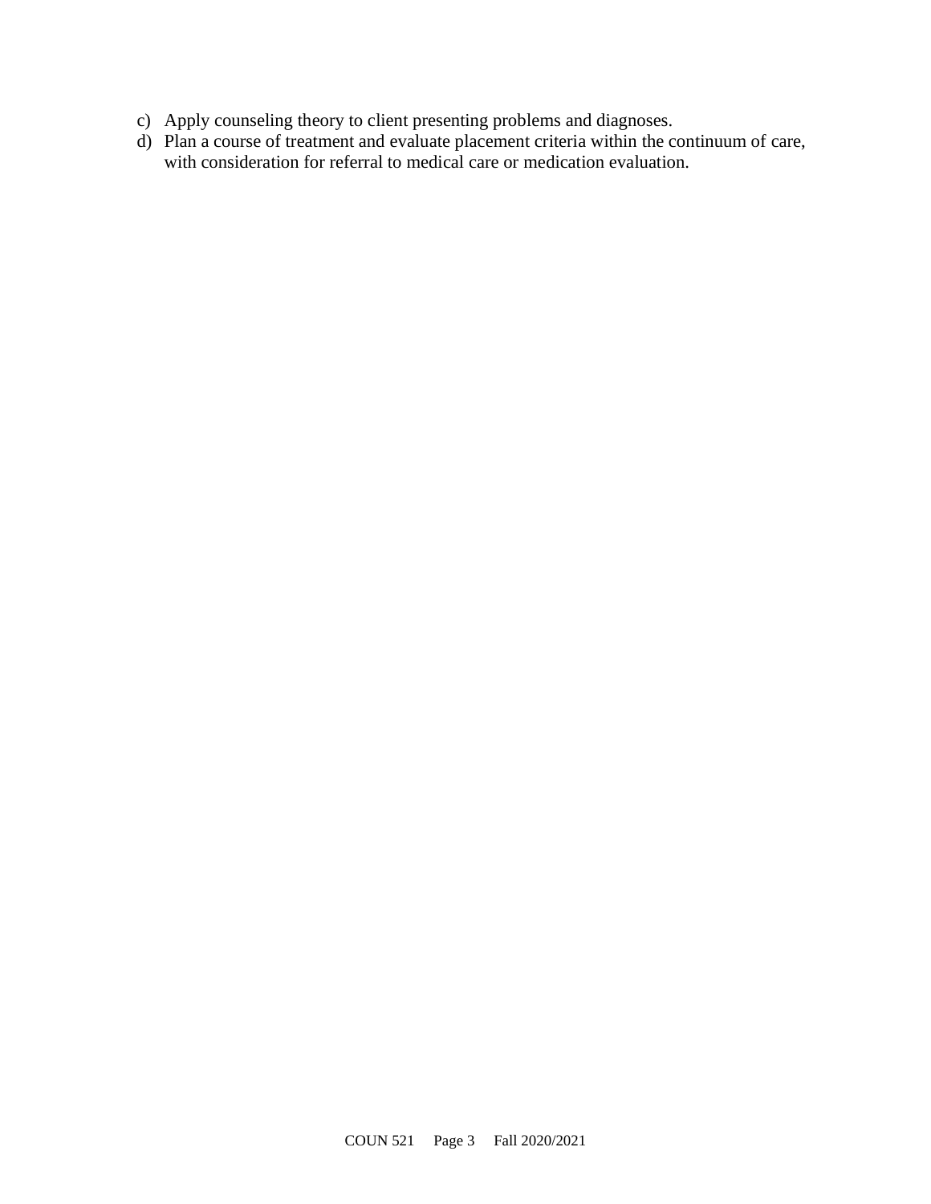c) Apply counseling theory to client presenting problems and diagnoses.
d) Plan a course of treatment and evaluate placement criteria within the continuum of care, with consideration for referral to medical care or medication evaluation.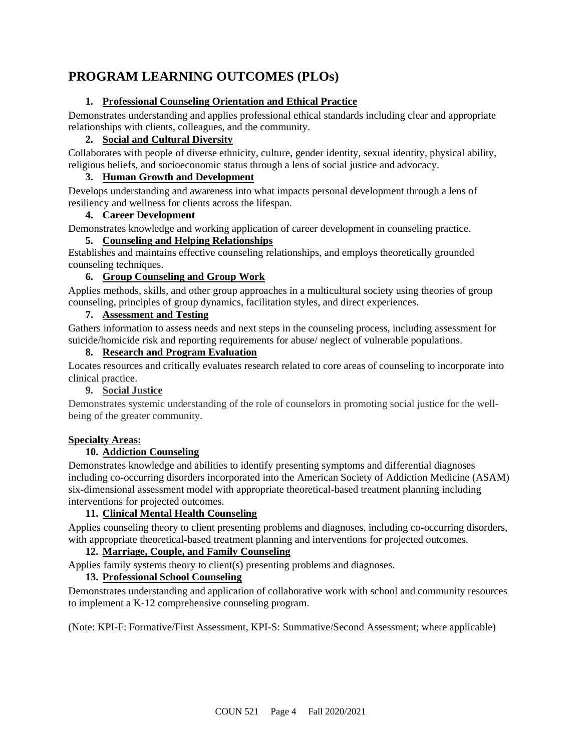# PROGRAM LEARNING OUTCOMES (PLOs)

1. **Professional Counseling Orientation and Ethical Practice**

Demonstrates understanding and applies professional ethical standards including clear and appropriate relationships with clients, colleagues, and the community.

2. **Social and Cultural Diversity**

Collaborates with people of diverse ethnicity, culture, gender identity, sexual identity, physical ability, religious beliefs, and socioeconomic status through a lens of social justice and advocacy.

3. **Human Growth and Development**

Develops understanding and awareness into what impacts personal development through a lens of resiliency and wellness for clients across the lifespan.

4. **Career Development**

Demonstrates knowledge and working application of career development in counseling practice.

5. **Counseling and Helping Relationships**

Establishes and maintains effective counseling relationships, and employs theoretically grounded counseling techniques.

6. **Group Counseling and Group Work**

Applies methods, skills, and other group approaches in a multicultural society using theories of group counseling, principles of group dynamics, facilitation styles, and direct experiences.

7. **Assessment and Testing**

Gathers information to assess needs and next steps in the counseling process, including assessment for suicide/homicide risk and reporting requirements for abuse/ neglect of vulnerable populations.

8. **Research and Program Evaluation**

Locates resources and critically evaluates research related to core areas of counseling to incorporate into clinical practice.

9. **Social Justice**

Demonstrates systemic understanding of the role of counselors in promoting social justice for the well-being of the greater community.

**Specialty Areas:**

10. **Addiction Counseling**

Demonstrates knowledge and abilities to identify presenting symptoms and differential diagnoses including co-occurring disorders incorporated into the American Society of Addiction Medicine (ASAM) six-dimensional assessment model with appropriate theoretical-based treatment planning including interventions for projected outcomes.

11. **Clinical Mental Health Counseling**

Applies counseling theory to client presenting problems and diagnoses, including co-occurring disorders, with appropriate theoretical-based treatment planning and interventions for projected outcomes.

12. **Marriage, Couple, and Family Counseling**

Applies family systems theory to client(s) presenting problems and diagnoses.

13. **Professional School Counseling**

Demonstrates understanding and application of collaborative work with school and community resources to implement a K-12 comprehensive counseling program.

(Note: KPI-F: Formative/First Assessment, KPI-S: Summative/Second Assessment; where applicable)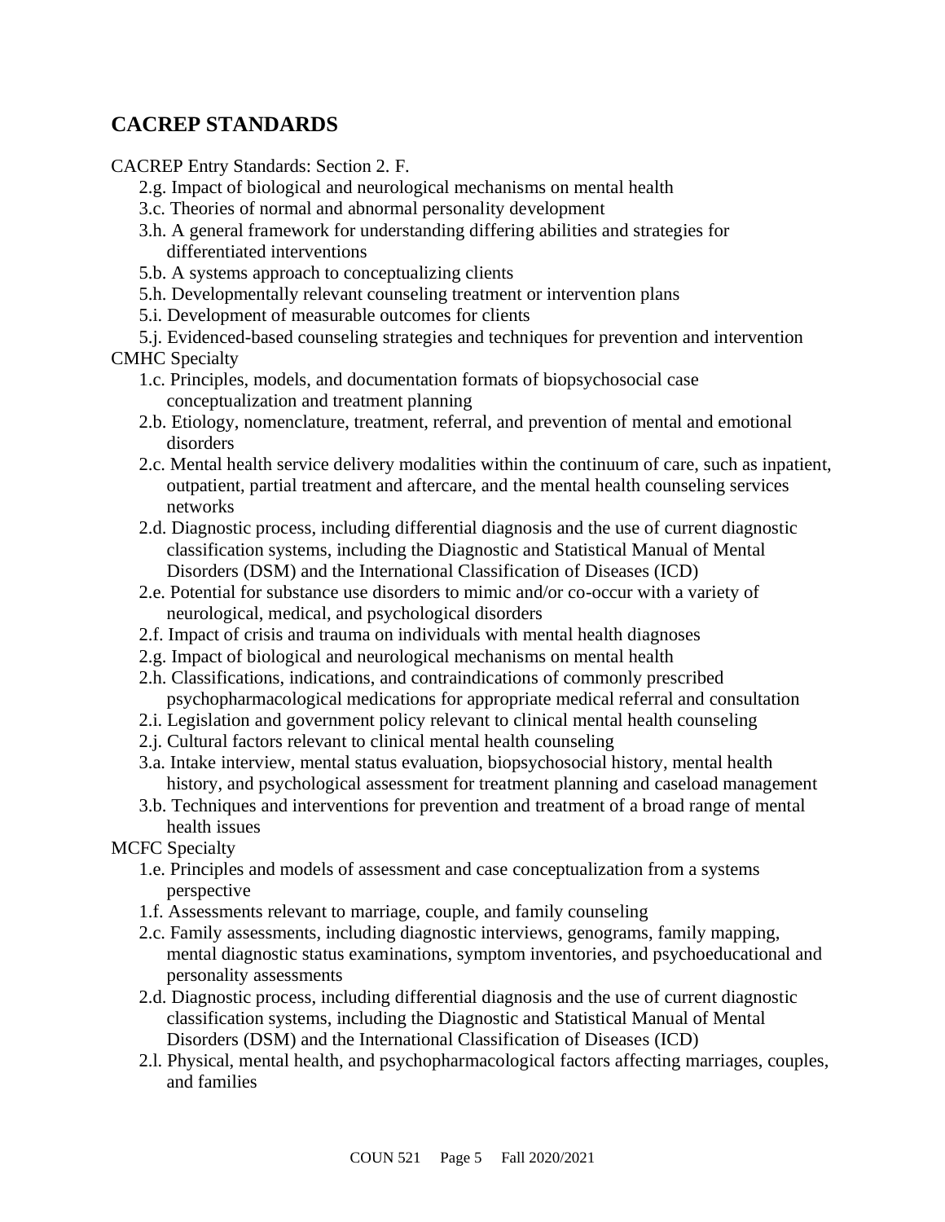## CACREP STANDARDS

CACREP Entry Standards: Section 2. F.

- 2.g. Impact of biological and neurological mechanisms on mental health
- 3.c. Theories of normal and abnormal personality development
- 3.h. A general framework for understanding differing abilities and strategies for differentiated interventions
- 5.b. A systems approach to conceptualizing clients
- 5.h. Developmentally relevant counseling treatment or intervention plans
- 5.i. Development of measurable outcomes for clients
- 5.j. Evidenced-based counseling strategies and techniques for prevention and intervention

CMHC Specialty

- 1.c. Principles, models, and documentation formats of biopsychosocial case conceptualization and treatment planning
- 2.b. Etiology, nomenclature, treatment, referral, and prevention of mental and emotional disorders
- 2.c. Mental health service delivery modalities within the continuum of care, such as inpatient, outpatient, partial treatment and aftercare, and the mental health counseling services networks
- 2.d. Diagnostic process, including differential diagnosis and the use of current diagnostic classification systems, including the Diagnostic and Statistical Manual of Mental Disorders (DSM) and the International Classification of Diseases (ICD)
- 2.e. Potential for substance use disorders to mimic and/or co-occur with a variety of neurological, medical, and psychological disorders
- 2.f. Impact of crisis and trauma on individuals with mental health diagnoses
- 2.g. Impact of biological and neurological mechanisms on mental health
- 2.h. Classifications, indications, and contraindications of commonly prescribed psychopharmacological medications for appropriate medical referral and consultation
- 2.i. Legislation and government policy relevant to clinical mental health counseling
- 2.j. Cultural factors relevant to clinical mental health counseling
- 3.a. Intake interview, mental status evaluation, biopsychosocial history, mental health history, and psychological assessment for treatment planning and caseload management
- 3.b. Techniques and interventions for prevention and treatment of a broad range of mental health issues

MCFC Specialty

- 1.e. Principles and models of assessment and case conceptualization from a systems perspective
- 1.f. Assessments relevant to marriage, couple, and family counseling
- 2.c. Family assessments, including diagnostic interviews, genograms, family mapping, mental diagnostic status examinations, symptom inventories, and psychoeducational and personality assessments
- 2.d. Diagnostic process, including differential diagnosis and the use of current diagnostic classification systems, including the Diagnostic and Statistical Manual of Mental Disorders (DSM) and the International Classification of Diseases (ICD)
- 2.l. Physical, mental health, and psychopharmacological factors affecting marriages, couples, and families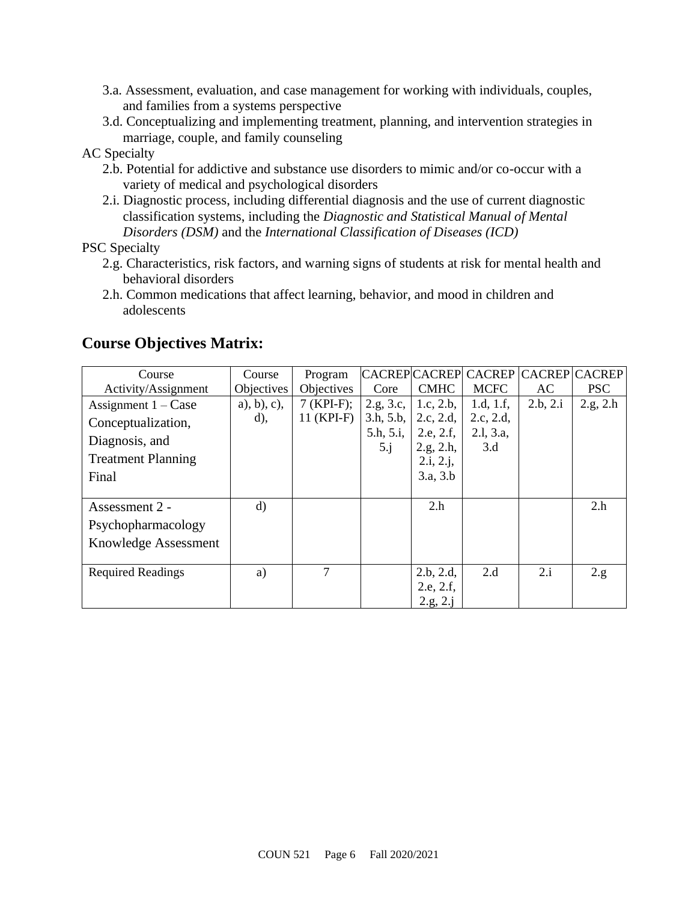3.a. Assessment, evaluation, and case management for working with individuals, couples, and families from a systems perspective

3.d. Conceptualizing and implementing treatment, planning, and intervention strategies in marriage, couple, and family counseling

AC Specialty

2.b. Potential for addictive and substance use disorders to mimic and/or co-occur with a variety of medical and psychological disorders

2.i. Diagnostic process, including differential diagnosis and the use of current diagnostic classification systems, including the *Diagnostic and Statistical Manual of Mental Disorders (DSM)* and the *International Classification of Diseases (ICD)*

PSC Specialty

2.g. Characteristics, risk factors, and warning signs of students at risk for mental health and behavioral disorders

2.h. Common medications that affect learning, behavior, and mood in children and adolescents

## Course Objectives Matrix:

| Course Activity/Assignment | Course Objectives | Program Objectives | CACREP Core | CACREP CMHC | CACREP MCFC | CACREP AC | CACREP PSC |
|---|---|---|---|---|---|---|---|
| Assignment 1 – Case Conceptualization, Diagnosis, and Treatment Planning Final | a), b), c), d), | 7 (KPI-F); 11 (KPI-F) | 2.g, 3.c, 3.h, 5.b, 5.h, 5.i, 5.j | 1.c, 2.b, 2.c, 2.d, 2.e, 2.f, 2.g, 2.h, 2.i, 2.j, 3.a, 3.b | 1.d, 1.f, 2.c, 2.d, 2.l, 3.a, 3.d | 2.b, 2.i | 2.g, 2.h |
| Assessment 2 - Psychopharmacology Knowledge Assessment | d) | | | 2.h | | | 2.h |
| Required Readings | a) | 7 | | 2.b, 2.d, 2.e, 2.f, 2.g, 2.j | 2.d | 2.i | 2.g |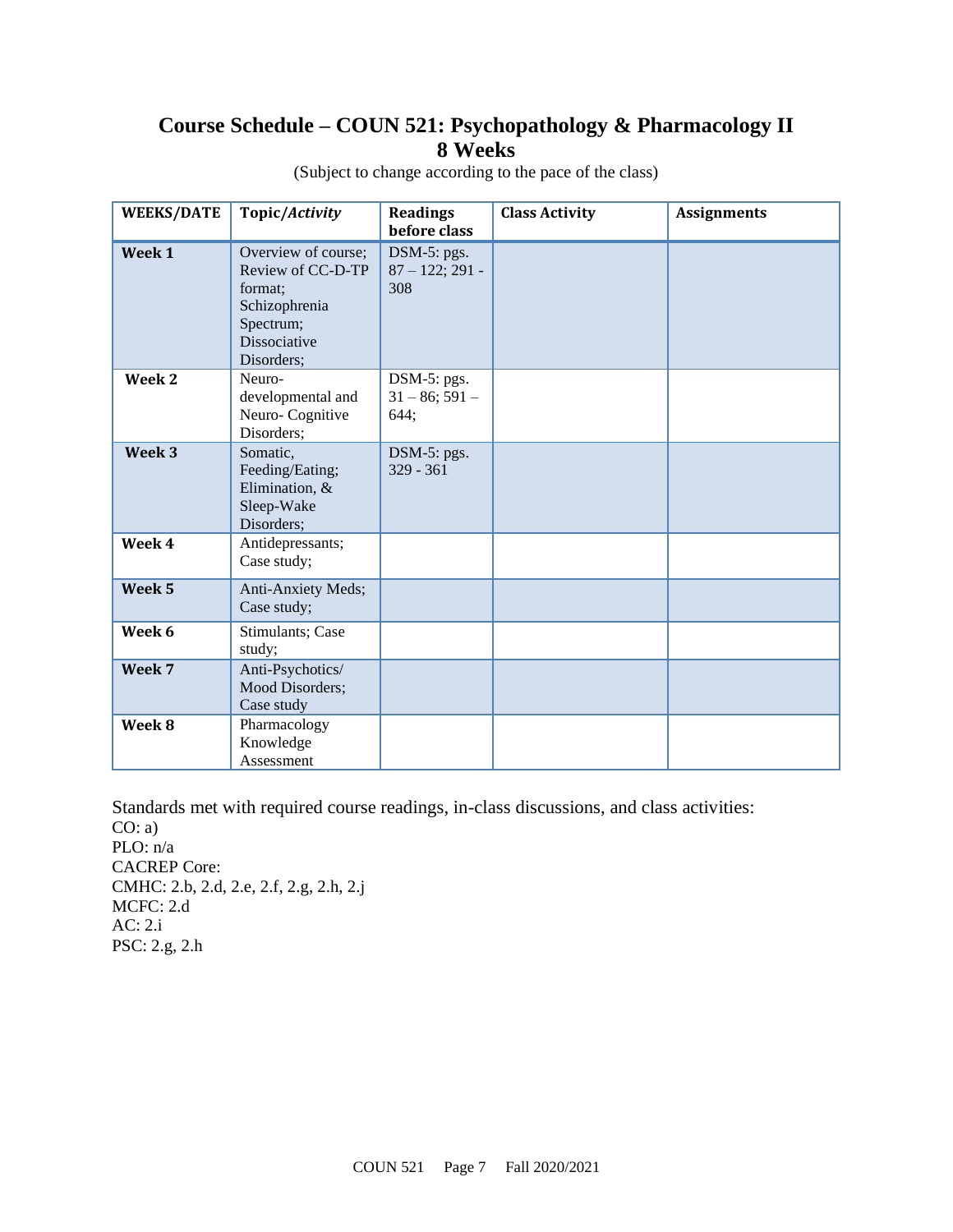# Course Schedule – COUN 521: Psychopathology & Pharmacology II
## 8 Weeks

(Subject to change according to the pace of the class)

| WEEKS/DATE | Topic/*Activity* | Readings before class | Class Activity | Assignments |
|---|---|---|---|---|
| **Week 1** | Overview of course; Review of CC-D-TP format; Schizophrenia Spectrum; Dissociative Disorders; | DSM-5: pgs. 87 – 122; 291 - 308 | | |
| **Week 2** | Neuro-developmental and Neuro- Cognitive Disorders; | DSM-5: pgs. 31 – 86; 591 – 644; | | |
| **Week 3** | Somatic, Feeding/Eating; Elimination, & Sleep-Wake Disorders; | DSM-5: pgs. 329 - 361 | | |
| **Week 4** | Antidepressants; Case study; | | | |
| **Week 5** | Anti-Anxiety Meds; Case study; | | | |
| **Week 6** | Stimulants; Case study; | | | |
| **Week 7** | Anti-Psychotics/ Mood Disorders; Case study | | | |
| **Week 8** | Pharmacology Knowledge Assessment | | | |

Standards met with required course readings, in-class discussions, and class activities:
CO: a)
PLO: n/a
CACREP Core:
CMHC: 2.b, 2.d, 2.e, 2.f, 2.g, 2.h, 2.j
MCFC: 2.d
AC: 2.i
PSC: 2.g, 2.h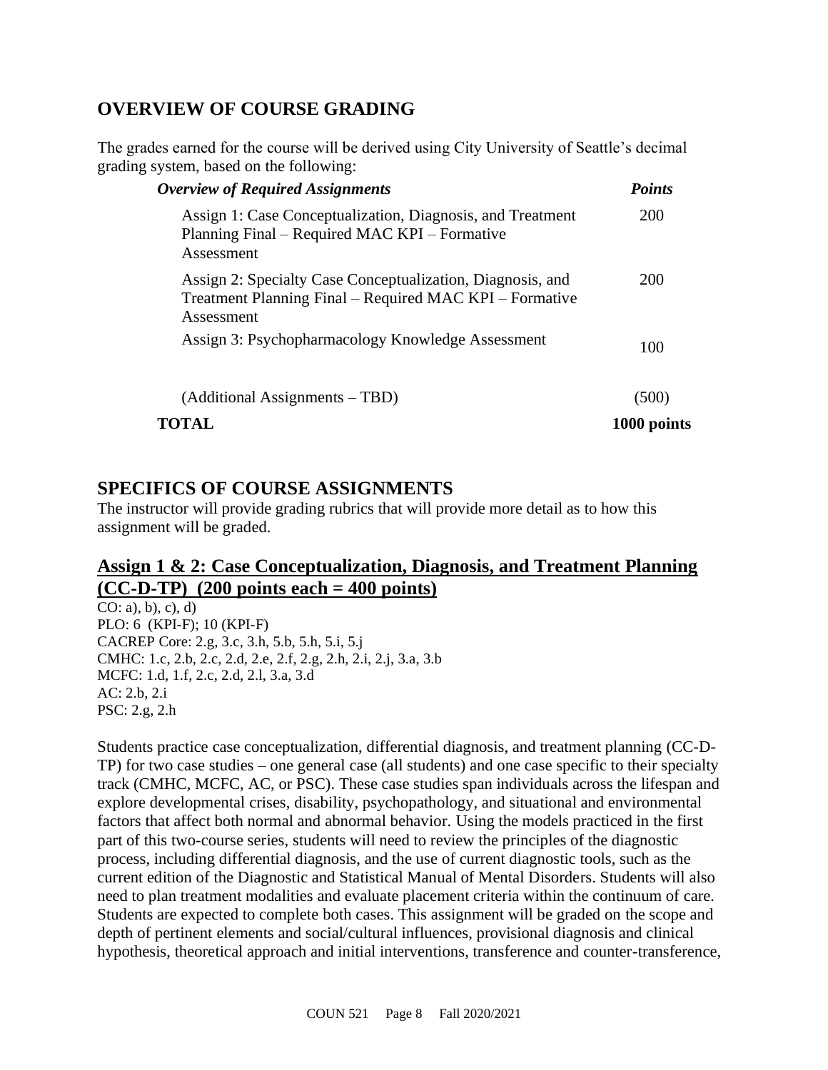## OVERVIEW OF COURSE GRADING

The grades earned for the course will be derived using City University of Seattle's decimal grading system, based on the following:

| *Overview of Required Assignments* | *Points* |
|---|---|
| Assign 1: Case Conceptualization, Diagnosis, and Treatment Planning Final – Required MAC KPI – Formative Assessment | 200 |
| Assign 2: Specialty Case Conceptualization, Diagnosis, and Treatment Planning Final – Required MAC KPI – Formative Assessment | 200 |
| Assign 3: Psychopharmacology Knowledge Assessment | 100 |
| (Additional Assignments – TBD) | (500) |
| **TOTAL** | **1000 points** |

## SPECIFICS OF COURSE ASSIGNMENTS

The instructor will provide grading rubrics that will provide more detail as to how this assignment will be graded.

### Assign 1 & 2: Case Conceptualization, Diagnosis, and Treatment Planning (CC-D-TP) (200 points each = 400 points)

CO: a), b), c), d)
PLO: 6 (KPI-F); 10 (KPI-F)
CACREP Core: 2.g, 3.c, 3.h, 5.b, 5.h, 5.i, 5.j
CMHC: 1.c, 2.b, 2.c, 2.d, 2.e, 2.f, 2.g, 2.h, 2.i, 2.j, 3.a, 3.b
MCFC: 1.d, 1.f, 2.c, 2.d, 2.l, 3.a, 3.d
AC: 2.b, 2.i
PSC: 2.g, 2.h

Students practice case conceptualization, differential diagnosis, and treatment planning (CC-D-TP) for two case studies – one general case (all students) and one case specific to their specialty track (CMHC, MCFC, AC, or PSC). These case studies span individuals across the lifespan and explore developmental crises, disability, psychopathology, and situational and environmental factors that affect both normal and abnormal behavior. Using the models practiced in the first part of this two-course series, students will need to review the principles of the diagnostic process, including differential diagnosis, and the use of current diagnostic tools, such as the current edition of the Diagnostic and Statistical Manual of Mental Disorders. Students will also need to plan treatment modalities and evaluate placement criteria within the continuum of care. Students are expected to complete both cases. This assignment will be graded on the scope and depth of pertinent elements and social/cultural influences, provisional diagnosis and clinical hypothesis, theoretical approach and initial interventions, transference and counter-transference,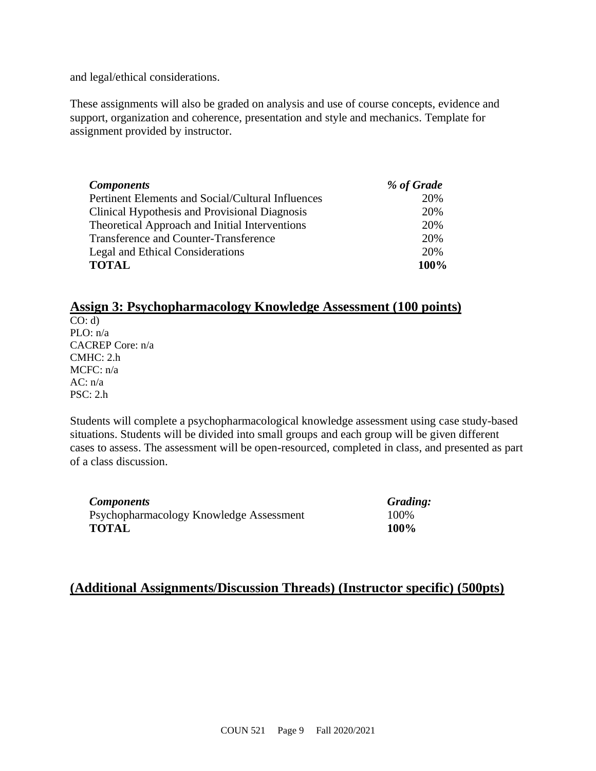and legal/ethical considerations.

These assignments will also be graded on analysis and use of course concepts, evidence and support, organization and coherence, presentation and style and mechanics. Template for assignment provided by instructor.

| *Components* | *% of Grade* |
|---|---|
| Pertinent Elements and Social/Cultural Influences | 20% |
| Clinical Hypothesis and Provisional Diagnosis | 20% |
| Theoretical Approach and Initial Interventions | 20% |
| Transference and Counter-Transference | 20% |
| Legal and Ethical Considerations | 20% |
| **TOTAL** | **100%** |

## Assign 3: Psychopharmacology Knowledge Assessment (100 points)

CO: d)
PLO: n/a
CACREP Core: n/a
CMHC: 2.h
MCFC: n/a
AC: n/a
PSC: 2.h

Students will complete a psychopharmacological knowledge assessment using case study-based situations. Students will be divided into small groups and each group will be given different cases to assess. The assessment will be open-resourced, completed in class, and presented as part of a class discussion.

| *Components* | *Grading:* |
|---|---|
| Psychopharmacology Knowledge Assessment | 100% |
| **TOTAL** | **100%** |

## (Additional Assignments/Discussion Threads) (Instructor specific) (500pts)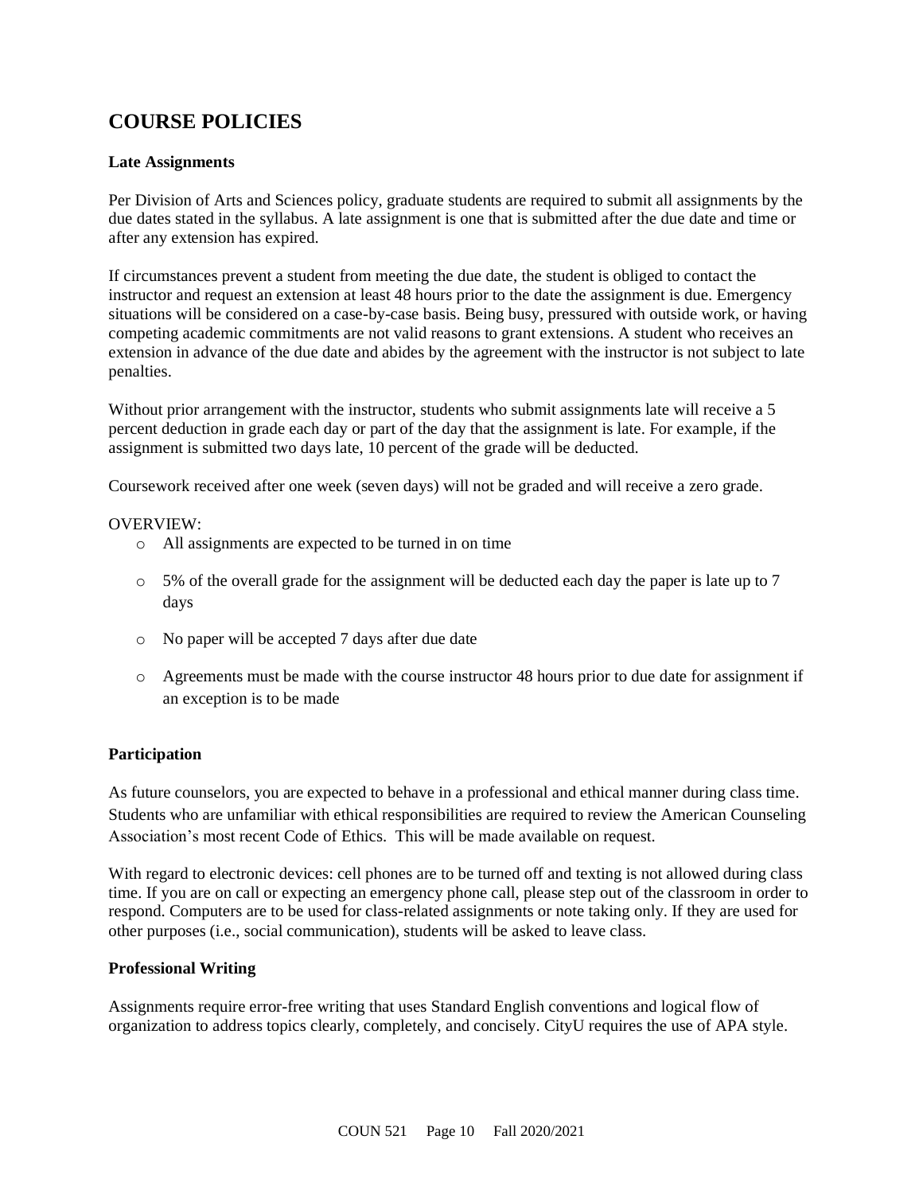## COURSE POLICIES

### Late Assignments

Per Division of Arts and Sciences policy, graduate students are required to submit all assignments by the due dates stated in the syllabus. A late assignment is one that is submitted after the due date and time or after any extension has expired.

If circumstances prevent a student from meeting the due date, the student is obliged to contact the instructor and request an extension at least 48 hours prior to the date the assignment is due. Emergency situations will be considered on a case-by-case basis. Being busy, pressured with outside work, or having competing academic commitments are not valid reasons to grant extensions. A student who receives an extension in advance of the due date and abides by the agreement with the instructor is not subject to late penalties.

Without prior arrangement with the instructor, students who submit assignments late will receive a 5 percent deduction in grade each day or part of the day that the assignment is late. For example, if the assignment is submitted two days late, 10 percent of the grade will be deducted.

Coursework received after one week (seven days) will not be graded and will receive a zero grade.

OVERVIEW:

- All assignments are expected to be turned in on time
- 5% of the overall grade for the assignment will be deducted each day the paper is late up to 7 days
- No paper will be accepted 7 days after due date
- Agreements must be made with the course instructor 48 hours prior to due date for assignment if an exception is to be made

### Participation

As future counselors, you are expected to behave in a professional and ethical manner during class time. Students who are unfamiliar with ethical responsibilities are required to review the American Counseling Association's most recent Code of Ethics. This will be made available on request.

With regard to electronic devices: cell phones are to be turned off and texting is not allowed during class time. If you are on call or expecting an emergency phone call, please step out of the classroom in order to respond. Computers are to be used for class-related assignments or note taking only. If they are used for other purposes (i.e., social communication), students will be asked to leave class.

### Professional Writing

Assignments require error-free writing that uses Standard English conventions and logical flow of organization to address topics clearly, completely, and concisely. CityU requires the use of APA style.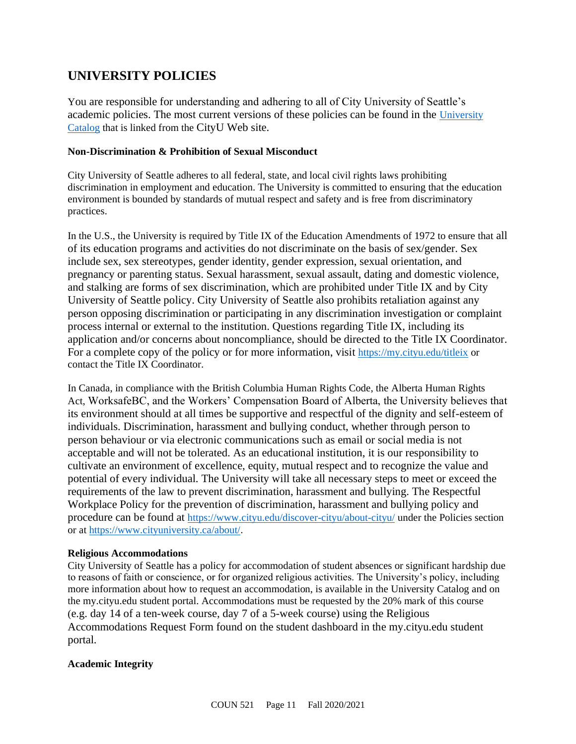## UNIVERSITY POLICIES

You are responsible for understanding and adhering to all of City University of Seattle's academic policies. The most current versions of these policies can be found in the [University Catalog](University Catalog) that is linked from the CityU Web site.

**Non-Discrimination & Prohibition of Sexual Misconduct**

City University of Seattle adheres to all federal, state, and local civil rights laws prohibiting discrimination in employment and education. The University is committed to ensuring that the education environment is bounded by standards of mutual respect and safety and is free from discriminatory practices.

In the U.S., the University is required by Title IX of the Education Amendments of 1972 to ensure that all of its education programs and activities do not discriminate on the basis of sex/gender. Sex include sex, sex stereotypes, gender identity, gender expression, sexual orientation, and pregnancy or parenting status. Sexual harassment, sexual assault, dating and domestic violence, and stalking are forms of sex discrimination, which are prohibited under Title IX and by City University of Seattle policy. City University of Seattle also prohibits retaliation against any person opposing discrimination or participating in any discrimination investigation or complaint process internal or external to the institution. Questions regarding Title IX, including its application and/or concerns about noncompliance, should be directed to the Title IX Coordinator. For a complete copy of the policy or for more information, visit https://my.cityu.edu/titleix or contact the Title IX Coordinator.

In Canada, in compliance with the British Columbia Human Rights Code, the Alberta Human Rights Act, WorksafeBC, and the Workers' Compensation Board of Alberta, the University believes that its environment should at all times be supportive and respectful of the dignity and self-esteem of individuals. Discrimination, harassment and bullying conduct, whether through person to person behaviour or via electronic communications such as email or social media is not acceptable and will not be tolerated. As an educational institution, it is our responsibility to cultivate an environment of excellence, equity, mutual respect and to recognize the value and potential of every individual. The University will take all necessary steps to meet or exceed the requirements of the law to prevent discrimination, harassment and bullying. The Respectful Workplace Policy for the prevention of discrimination, harassment and bullying policy and procedure can be found at https://www.cityu.edu/discover-cityu/about-cityu/ under the Policies section or at https://www.cityuniversity.ca/about/.

**Religious Accommodations**

City University of Seattle has a policy for accommodation of student absences or significant hardship due to reasons of faith or conscience, or for organized religious activities. The University's policy, including more information about how to request an accommodation, is available in the University Catalog and on the my.cityu.edu student portal. Accommodations must be requested by the 20% mark of this course (e.g. day 14 of a ten-week course, day 7 of a 5-week course) using the Religious Accommodations Request Form found on the student dashboard in the my.cityu.edu student portal.

**Academic Integrity**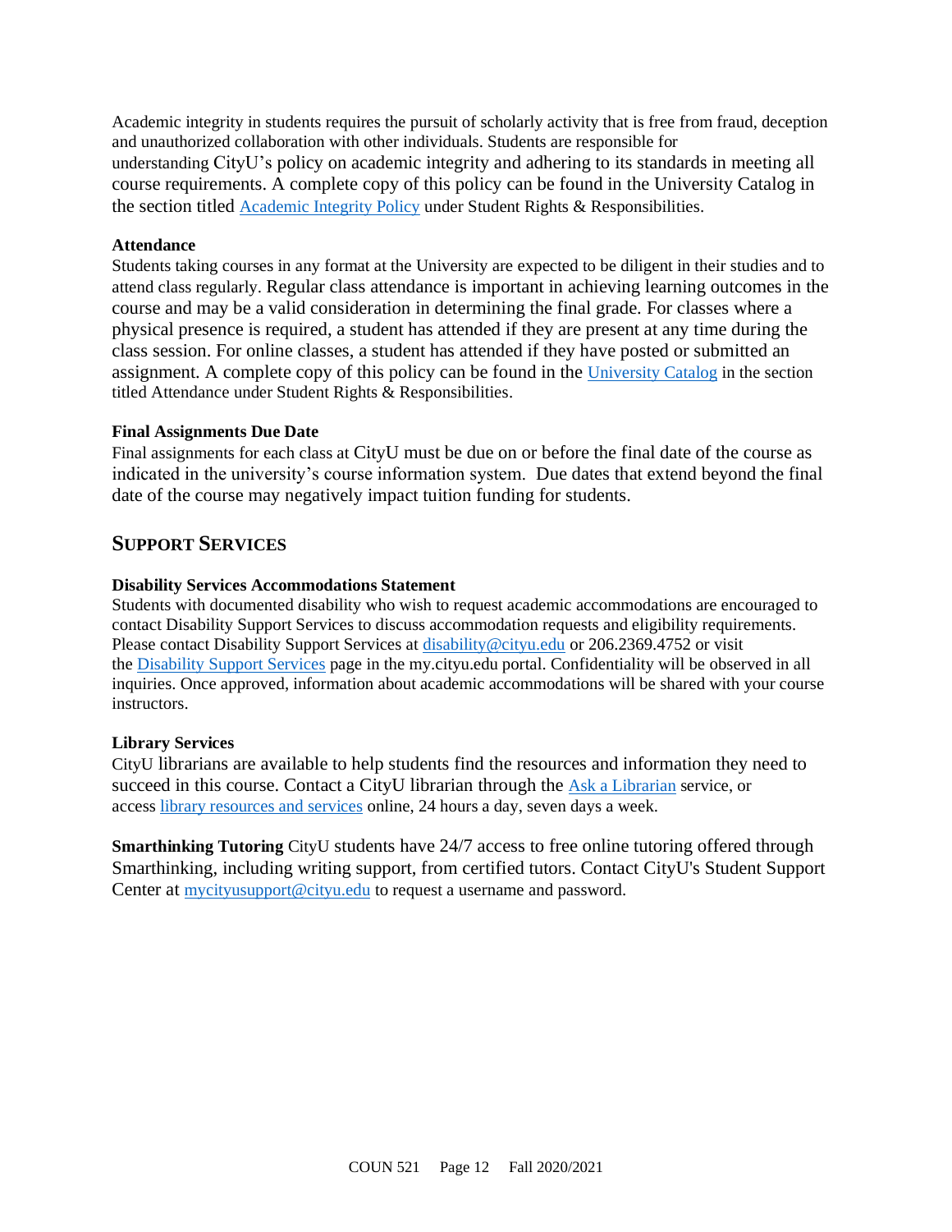Academic integrity in students requires the pursuit of scholarly activity that is free from fraud, deception and unauthorized collaboration with other individuals. Students are responsible for understanding CityU's policy on academic integrity and adhering to its standards in meeting all course requirements. A complete copy of this policy can be found in the University Catalog in the section titled Academic Integrity Policy under Student Rights & Responsibilities.

**Attendance**

Students taking courses in any format at the University are expected to be diligent in their studies and to attend class regularly. Regular class attendance is important in achieving learning outcomes in the course and may be a valid consideration in determining the final grade. For classes where a physical presence is required, a student has attended if they are present at any time during the class session. For online classes, a student has attended if they have posted or submitted an assignment. A complete copy of this policy can be found in the University Catalog in the section titled Attendance under Student Rights & Responsibilities.

**Final Assignments Due Date**

Final assignments for each class at CityU must be due on or before the final date of the course as indicated in the university's course information system. Due dates that extend beyond the final date of the course may negatively impact tuition funding for students.

## Support Services

**Disability Services Accommodations Statement**

Students with documented disability who wish to request academic accommodations are encouraged to contact Disability Support Services to discuss accommodation requests and eligibility requirements. Please contact Disability Support Services at disability@cityu.edu or 206.2369.4752 or visit the Disability Support Services page in the my.cityu.edu portal. Confidentiality will be observed in all inquiries. Once approved, information about academic accommodations will be shared with your course instructors.

**Library Services**

CityU librarians are available to help students find the resources and information they need to succeed in this course. Contact a CityU librarian through the Ask a Librarian service, or access library resources and services online, 24 hours a day, seven days a week.

**Smarthinking Tutoring** CityU students have 24/7 access to free online tutoring offered through Smarthinking, including writing support, from certified tutors. Contact CityU's Student Support Center at mycityusupport@cityu.edu to request a username and password.